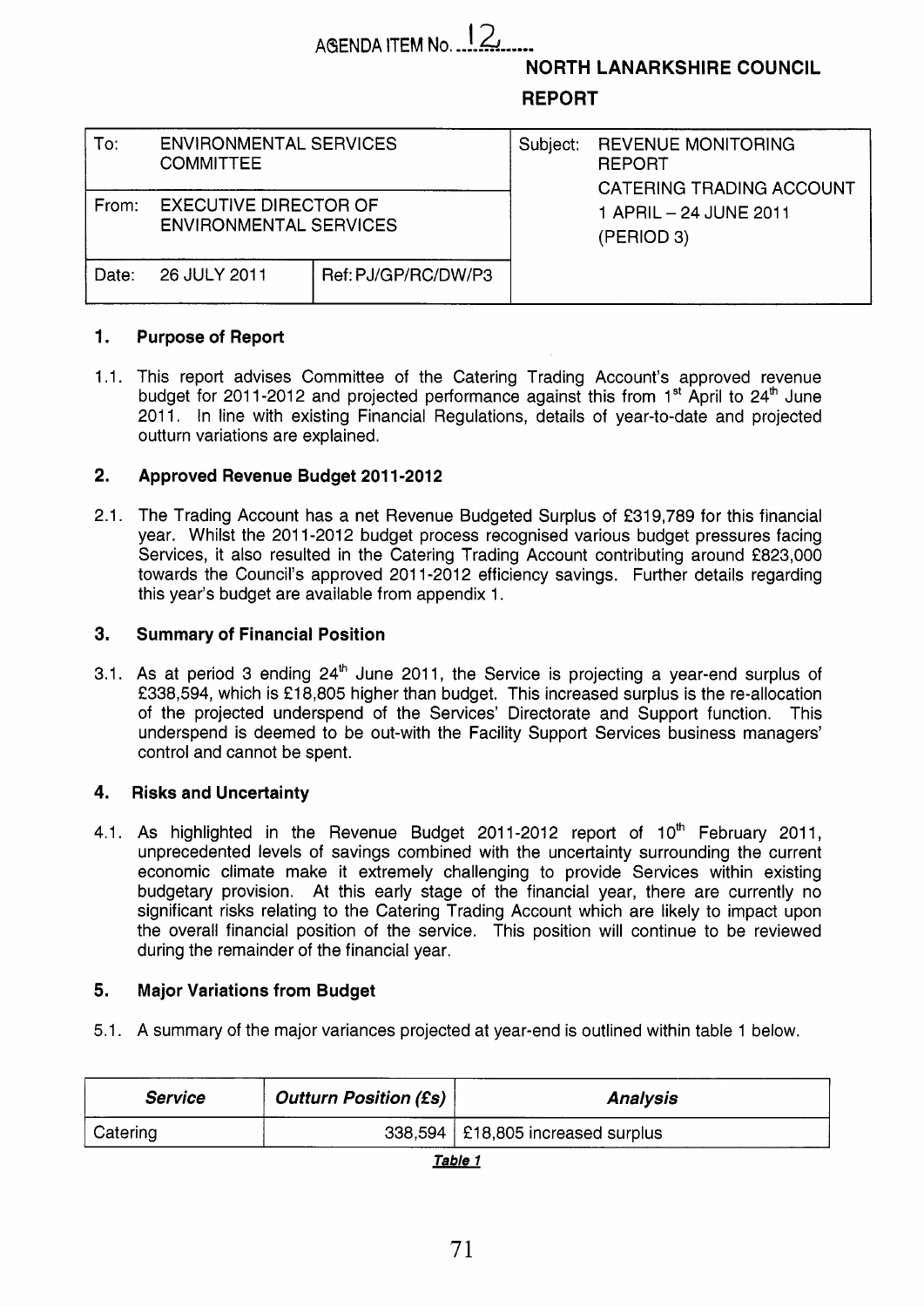AGENDA ITEM No. 12

**NORTH LANARKSHIRE COUNCIL**

**REPORT**

| To: | ENVIRONMENTAL SERVICES COMMITTEE | | Subject: | REVENUE MONITORING REPORT CATERING TRADING ACCOUNT 1 APRIL – 24 JUNE 2011 (PERIOD 3) |
|---|---|---|---|---|
| From: | EXECUTIVE DIRECTOR OF ENVIRONMENTAL SERVICES | | | |
| Date: | 26 JULY 2011 | Ref: PJ/GP/RC/DW/P3 | | |

## 1. Purpose of Report

1.1. This report advises Committee of the Catering Trading Account's approved revenue budget for 2011-2012 and projected performance against this from 1st April to 24th June 2011. In line with existing Financial Regulations, details of year-to-date and projected outturn variations are explained.

## 2. Approved Revenue Budget 2011-2012

2.1. The Trading Account has a net Revenue Budgeted Surplus of £319,789 for this financial year. Whilst the 2011-2012 budget process recognised various budget pressures facing Services, it also resulted in the Catering Trading Account contributing around £823,000 towards the Council's approved 2011-2012 efficiency savings. Further details regarding this year's budget are available from appendix 1.

## 3. Summary of Financial Position

3.1. As at period 3 ending 24th June 2011, the Service is projecting a year-end surplus of £338,594, which is £18,805 higher than budget. This increased surplus is the re-allocation of the projected underspend of the Services' Directorate and Support function. This underspend is deemed to be out-with the Facility Support Services business managers' control and cannot be spent.

## 4. Risks and Uncertainty

4.1. As highlighted in the Revenue Budget 2011-2012 report of 10th February 2011, unprecedented levels of savings combined with the uncertainty surrounding the current economic climate make it extremely challenging to provide Services within existing budgetary provision. At this early stage of the financial year, there are currently no significant risks relating to the Catering Trading Account which are likely to impact upon the overall financial position of the service. This position will continue to be reviewed during the remainder of the financial year.

## 5. Major Variations from Budget

5.1. A summary of the major variances projected at year-end is outlined within table 1 below.

| *Service* | *Outturn Position (£s)* | *Analysis* |
|---|---|---|
| Catering | 338,594 | £18,805 increased surplus |

***Table 1***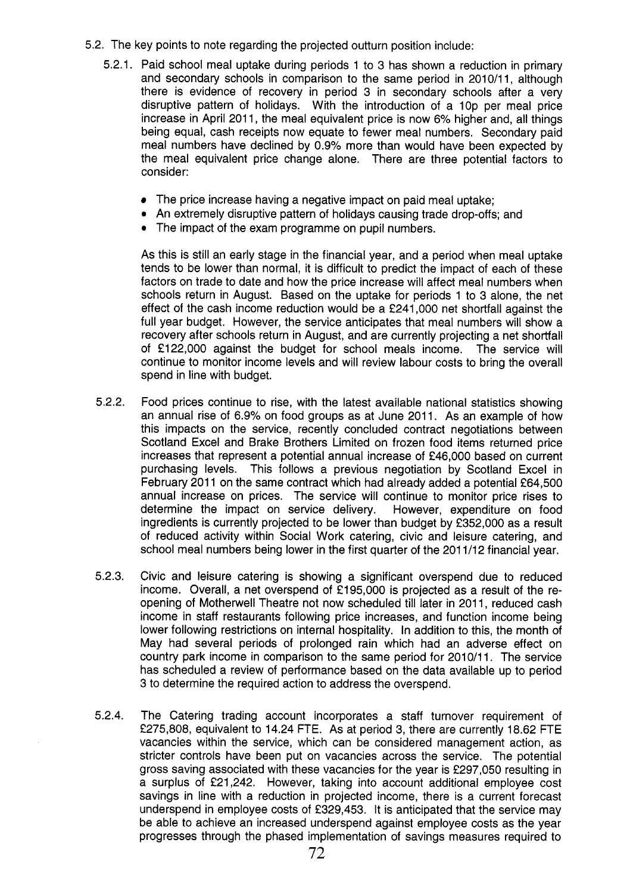5.2. The key points to note regarding the projected outturn position include:

5.2.1. Paid school meal uptake during periods 1 to 3 has shown a reduction in primary and secondary schools in comparison to the same period in 2010/11, although there is evidence of recovery in period 3 in secondary schools after a very disruptive pattern of holidays. With the introduction of a 10p per meal price increase in April 2011, the meal equivalent price is now 6% higher and, all things being equal, cash receipts now equate to fewer meal numbers. Secondary paid meal numbers have declined by 0.9% more than would have been expected by the meal equivalent price change alone. There are three potential factors to consider:

- The price increase having a negative impact on paid meal uptake;
- An extremely disruptive pattern of holidays causing trade drop-offs; and
- The impact of the exam programme on pupil numbers.

As this is still an early stage in the financial year, and a period when meal uptake tends to be lower than normal, it is difficult to predict the impact of each of these factors on trade to date and how the price increase will affect meal numbers when schools return in August. Based on the uptake for periods 1 to 3 alone, the net effect of the cash income reduction would be a £241,000 net shortfall against the full year budget. However, the service anticipates that meal numbers will show a recovery after schools return in August, and are currently projecting a net shortfall of £122,000 against the budget for school meals income. The service will continue to monitor income levels and will review labour costs to bring the overall spend in line with budget.

5.2.2. Food prices continue to rise, with the latest available national statistics showing an annual rise of 6.9% on food groups as at June 2011. As an example of how this impacts on the service, recently concluded contract negotiations between Scotland Excel and Brake Brothers Limited on frozen food items returned price increases that represent a potential annual increase of £46,000 based on current purchasing levels. This follows a previous negotiation by Scotland Excel in February 2011 on the same contract which had already added a potential £64,500 annual increase on prices. The service will continue to monitor price rises to determine the impact on service delivery. However, expenditure on food ingredients is currently projected to be lower than budget by £352,000 as a result of reduced activity within Social Work catering, civic and leisure catering, and school meal numbers being lower in the first quarter of the 2011/12 financial year.

5.2.3. Civic and leisure catering is showing a significant overspend due to reduced income. Overall, a net overspend of £195,000 is projected as a result of the re-opening of Motherwell Theatre not now scheduled till later in 2011, reduced cash income in staff restaurants following price increases, and function income being lower following restrictions on internal hospitality. In addition to this, the month of May had several periods of prolonged rain which had an adverse effect on country park income in comparison to the same period for 2010/11. The service has scheduled a review of performance based on the data available up to period 3 to determine the required action to address the overspend.

5.2.4. The Catering trading account incorporates a staff turnover requirement of £275,808, equivalent to 14.24 FTE. As at period 3, there are currently 18.62 FTE vacancies within the service, which can be considered management action, as stricter controls have been put on vacancies across the service. The potential gross saving associated with these vacancies for the year is £297,050 resulting in a surplus of £21,242. However, taking into account additional employee cost savings in line with a reduction in projected income, there is a current forecast underspend in employee costs of £329,453. It is anticipated that the service may be able to achieve an increased underspend against employee costs as the year progresses through the phased implementation of savings measures required to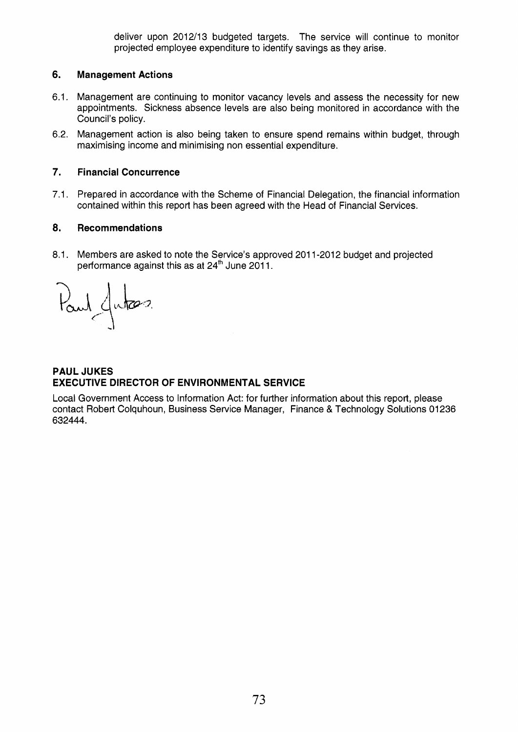deliver upon 2012/13 budgeted targets. The service will continue to monitor projected employee expenditure to identify savings as they arise.

## 6. Management Actions

6.1. Management are continuing to monitor vacancy levels and assess the necessity for new appointments. Sickness absence levels are also being monitored in accordance with the Council's policy.

6.2. Management action is also being taken to ensure spend remains within budget, through maximising income and minimising non essential expenditure.

## 7. Financial Concurrence

7.1. Prepared in accordance with the Scheme of Financial Delegation, the financial information contained within this report has been agreed with the Head of Financial Services.

## 8. Recommendations

8.1. Members are asked to note the Service's approved 2011-2012 budget and projected performance against this as at 24th June 2011.

Paul Jukes

**PAUL JUKES**
**EXECUTIVE DIRECTOR OF ENVIRONMENTAL SERVICE**

Local Government Access to Information Act: for further information about this report, please contact Robert Colquhoun, Business Service Manager, Finance & Technology Solutions 01236 632444.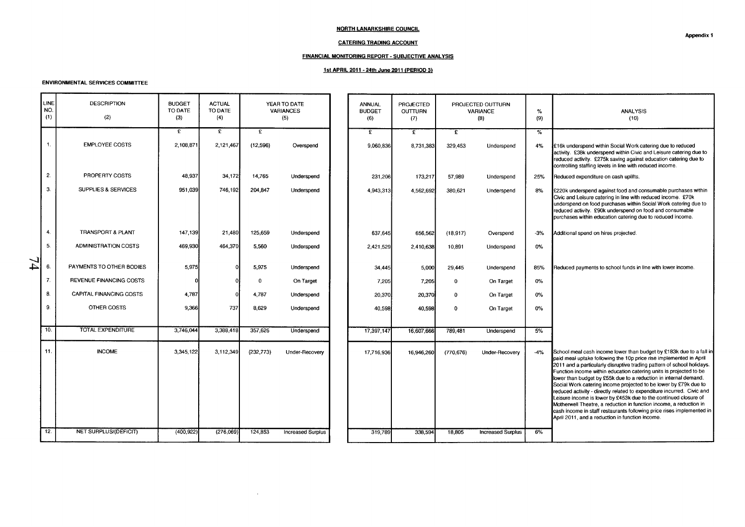Appendix 1

**NORTH LANARKSHIRE COUNCIL**

**CATERING TRADING ACCOUNT**

**FINANCIAL MONITORING REPORT - SUBJECTIVE ANALYSIS**

**1st APRIL 2011 - 24th June 2011 (PERIOD 3)**

**ENVIRONMENTAL SERVICES COMMITTEE**

| LINE NO. (1) | DESCRIPTION (2) | BUDGET TO DATE (3) | ACTUAL TO DATE (4) | YEAR TO DATE VARIANCES (5) | | ANNUAL BUDGET (6) | PROJECTED OUTTURN (7) | PROJECTED OUTTURN VARIANCE (8) | | % (9) | ANALYSIS (10) |
|---|---|---|---|---|---|---|---|---|---|---|---|
| | | £ | £ | £ | | £ | £ | £ | | % | |
| 1. | EMPLOYEE COSTS | 2,108,871 | 2,121,467 | (12,596) | Overspend | 9,060,836 | 8,731,383 | 329,453 | Underspend | 4% | £16k underspend within Social Work catering due to reduced activity. £38k underspend within Civic and Leisure catering due to reduced activity. £275k saving against education catering due to controlling staffing levels in line with reduced income. |
| 2. | PROPERTY COSTS | 48,937 | 34,172 | 14,765 | Underspend | 231,206 | 173,217 | 57,989 | Underspend | 25% | Reduced expenditure on cash uplifts. |
| 3. | SUPPLIES & SERVICES | 951,039 | 746,192 | 204,847 | Underspend | 4,943,313 | 4,562,692 | 380,621 | Underspend | 8% | £220k underspend against food and consumable purchases within Civic and Leisure catering in line with reduced income. £70k underspend on food purchases within Social Work catering due to reduced activity. £90k underspend on food and consumable purchases within education catering due to reduced income. |
| 4. | TRANSPORT & PLANT | 147,139 | 21,480 | 125,659 | Underspend | 637,645 | 656,562 | (18,917) | Overspend | -3% | Additional spend on hires projected. |
| 5. | ADMINISTRATION COSTS | 469,930 | 464,370 | 5,560 | Underspend | 2,421,529 | 2,410,638 | 10,891 | Underspend | 0% | |
| 6. | PAYMENTS TO OTHER BODIES | 5,975 | 0 | 5,975 | Underspend | 34,445 | 5,000 | 29,445 | Underspend | 85% | Reduced payments to school funds in line with lower income. |
| 7. | REVENUE FINANCING COSTS | 0 | 0 | 0 | On Target | 7,205 | 7,205 | 0 | On Target | 0% | |
| 8. | CAPITAL FINANCING COSTS | 4,787 | 0 | 4,787 | Underspend | 20,370 | 20,370 | 0 | On Target | 0% | |
| 9. | OTHER COSTS | 9,366 | 737 | 8,629 | Underspend | 40,598 | 40,598 | 0 | On Target | 0% | |
| 10. | TOTAL EXPENDITURE | 3,746,044 | 3,388,418 | 357,626 | Underspend | 17,397,147 | 16,607,666 | 789,481 | Underspend | 5% | |
| 11. | INCOME | 3,345,122 | 3,112,349 | (232,773) | Under-Recovery | 17,716,936 | 16,946,260 | (770,676) | Under-Recovery | -4% | School meal cash income lower than budget by £183k due to a fall in paid meal uptake following the 10p price rise implemented in April 2011 and a particularly disruptive trading pattern of school holidays. Function income within education catering units is projected to be lower than budget by £55k due to a reduction in internal demand. Social Work catering income projected to be lower by £79k due to reduced activity - directly related to expenditure incurred. Civic and Leisure income is lower by £453k due to the continued closure of Motherwell Theatre, a reduction in function income, a reduction in cash income in staff restaurants following price rises implemented in April 2011, and a reduction in function income. |
| 12. | NET SURPLUS/(DEFICIT) | (400,922) | (276,069) | 124,853 | Increased Surplus | 319,789 | 338,594 | 18,805 | Increased Surplus | 6% | |